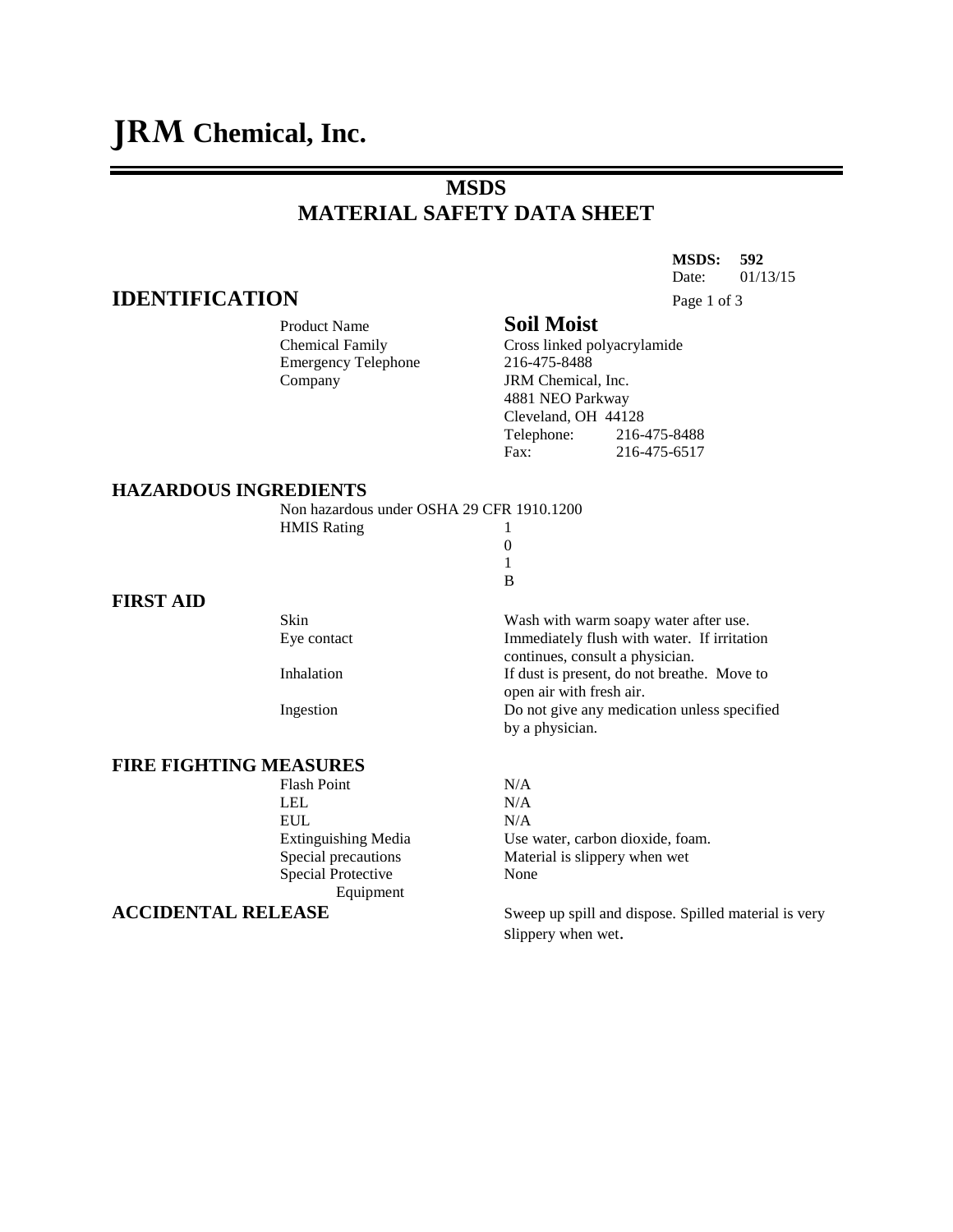# JRM Chemical, Inc.

## MSDS
## MATERIAL SAFETY DATA SHEET

**MSDS: 592**
Date: 01/13/15

## IDENTIFICATION

| | |
|---|---|
| Product Name | **Soil Moist** |
| Chemical Family | Cross linked polyacrylamide |
| Emergency Telephone | 216-475-8488 |
| Company | JRM Chemical, Inc.<br>4881 NEO Parkway<br>Cleveland, OH 44128<br>Telephone: 216-475-8488<br>Fax: 216-475-6517 |

## HAZARDOUS INGREDIENTS

Non hazardous under OSHA 29 CFR 1910.1200

| | |
|---|---|
| HMIS Rating | 1<br>0<br>1<br>B |

## FIRST AID

| | |
|---|---|
| Skin | Wash with warm soapy water after use. |
| Eye contact | Immediately flush with water. If irritation continues, consult a physician. |
| Inhalation | If dust is present, do not breathe. Move to open air with fresh air. |
| Ingestion | Do not give any medication unless specified by a physician. |

## FIRE FIGHTING MEASURES

| | |
|---|---|
| Flash Point | N/A |
| LEL | N/A |
| EUL | N/A |
| Extinguishing Media | Use water, carbon dioxide, foam. |
| Special precautions | Material is slippery when wet |
| Special Protective Equipment | None |

## ACCIDENTAL RELEASE

Sweep up spill and dispose. Spilled material is very slippery when wet.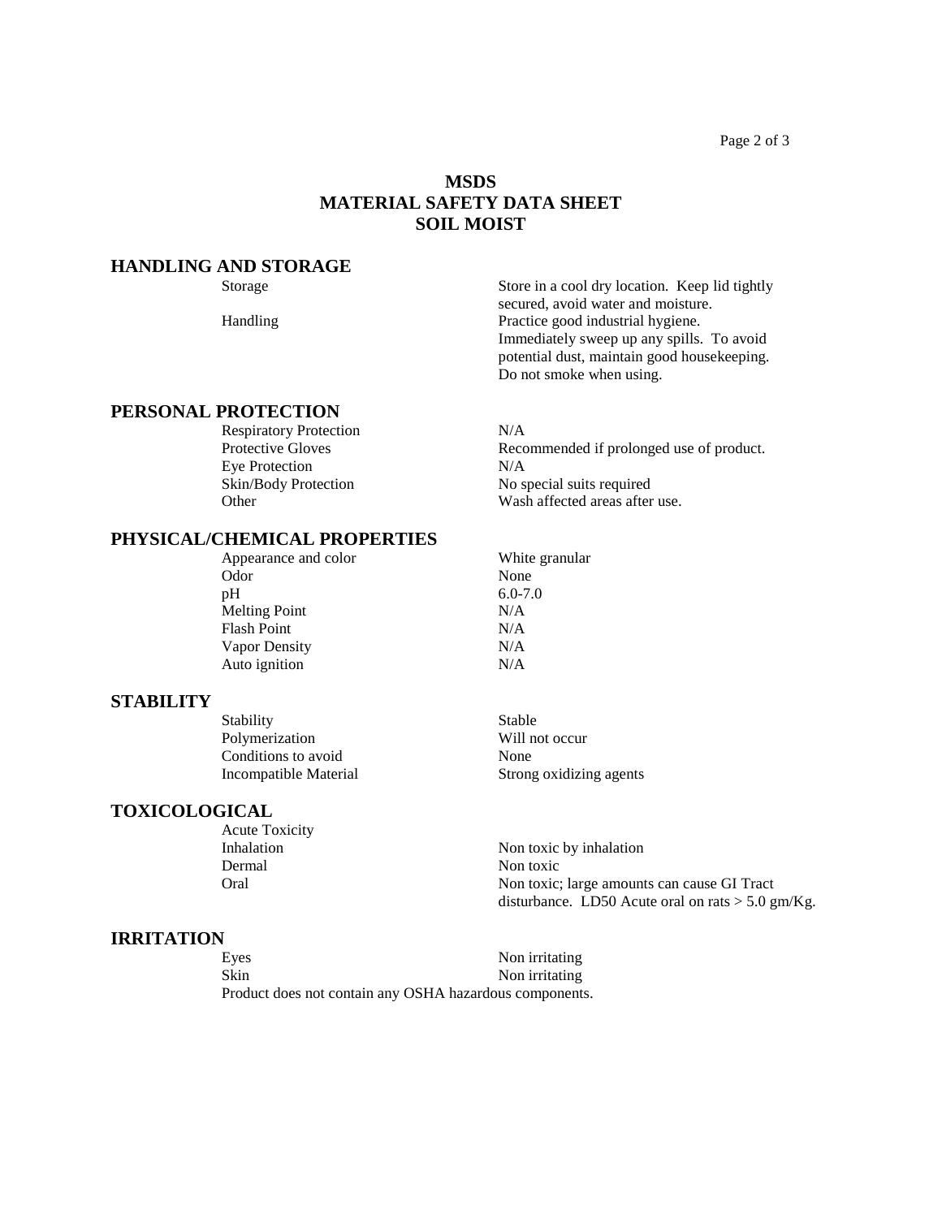# MSDS
# MATERIAL SAFETY DATA SHEET
# SOIL MOIST

## HANDLING AND STORAGE

| | |
|---|---|
| Storage | Store in a cool dry location. Keep lid tightly secured, avoid water and moisture. |
| Handling | Practice good industrial hygiene. Immediately sweep up any spills. To avoid potential dust, maintain good housekeeping. Do not smoke when using. |

## PERSONAL PROTECTION

| | |
|---|---|
| Respiratory Protection | N/A |
| Protective Gloves | Recommended if prolonged use of product. |
| Eye Protection | N/A |
| Skin/Body Protection | No special suits required |
| Other | Wash affected areas after use. |

## PHYSICAL/CHEMICAL PROPERTIES

| | |
|---|---|
| Appearance and color | White granular |
| Odor | None |
| pH | 6.0-7.0 |
| Melting Point | N/A |
| Flash Point | N/A |
| Vapor Density | N/A |
| Auto ignition | N/A |

## STABILITY

| | |
|---|---|
| Stability | Stable |
| Polymerization | Will not occur |
| Conditions to avoid | None |
| Incompatible Material | Strong oxidizing agents |

## TOXICOLOGICAL

| | |
|---|---|
| Acute Toxicity | |
| Inhalation | Non toxic by inhalation |
| Dermal | Non toxic |
| Oral | Non toxic; large amounts can cause GI Tract disturbance. LD50 Acute oral on rats > 5.0 gm/Kg. |

## IRRITATION

| | |
|---|---|
| Eyes | Non irritating |
| Skin | Non irritating |

Product does not contain any OSHA hazardous components.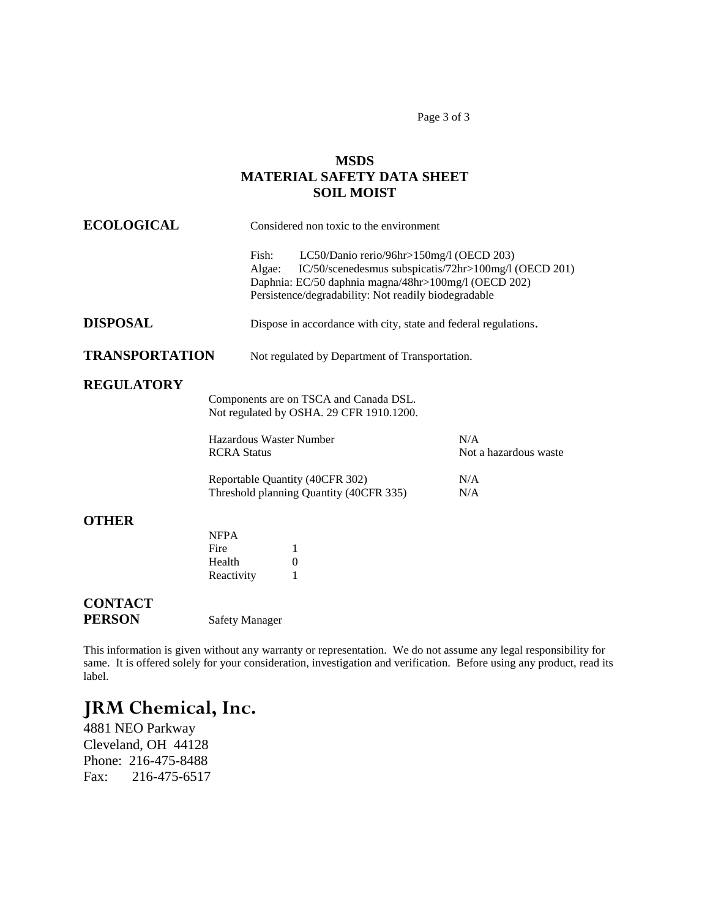# MSDS
# MATERIAL SAFETY DATA SHEET
# SOIL MOIST

**ECOLOGICAL**

Considered non toxic to the environment

Fish: LC50/Danio rerio/96hr>150mg/l (OECD 203)
Algae: IC/50/scenedesmus subspicatis/72hr>100mg/l (OECD 201)
Daphnia: EC/50 daphnia magna/48hr>100mg/l (OECD 202)
Persistence/degradability: Not readily biodegradable

**DISPOSAL**

Dispose in accordance with city, state and federal regulations.

**TRANSPORTATION**

Not regulated by Department of Transportation.

**REGULATORY**

Components are on TSCA and Canada DSL.
Not regulated by OSHA. 29 CFR 1910.1200.

| | |
|---|---|
| Hazardous Waster Number | N/A |
| RCRA Status | Not a hazardous waste |
| Reportable Quantity (40CFR 302) | N/A |
| Threshold planning Quantity (40CFR 335) | N/A |

**OTHER**

NFPA

| | |
|---|---|
| Fire | 1 |
| Health | 0 |
| Reactivity | 1 |

**CONTACT PERSON**

Safety Manager

This information is given without any warranty or representation. We do not assume any legal responsibility for same. It is offered solely for your consideration, investigation and verification. Before using any product, read its label.

## JRM Chemical, Inc.

4881 NEO Parkway
Cleveland, OH 44128
Phone: 216-475-8488
Fax: 216-475-6517